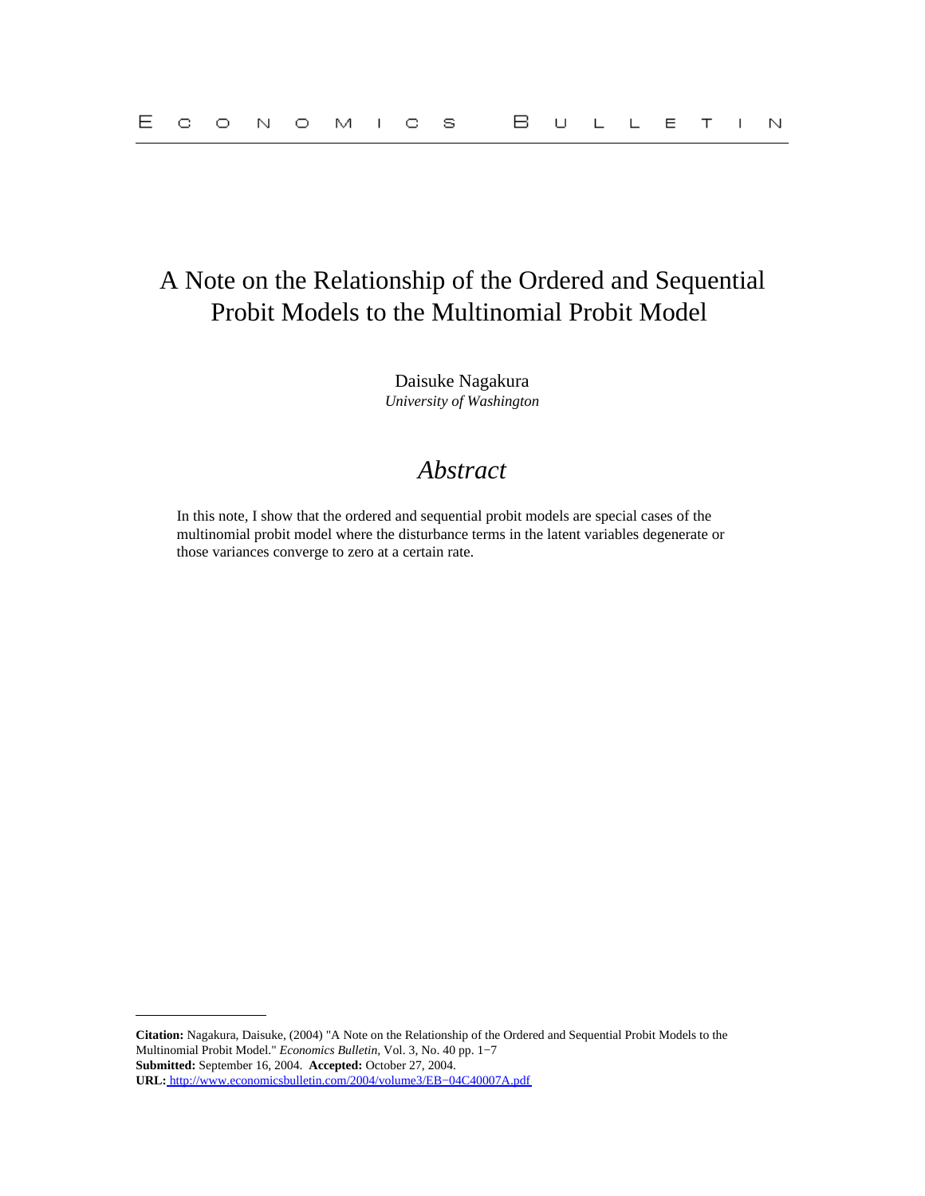# A Note on the Relationship of the Ordered and Sequential Probit Models to the Multinomial Probit Model

Daisuke Nagakura
*University of Washington*

## *Abstract*

In this note, I show that the ordered and sequential probit models are special cases of the multinomial probit model where the disturbance terms in the latent variables degenerate or those variances converge to zero at a certain rate.

---

**Citation:** Nagakura, Daisuke, (2004) "A Note on the Relationship of the Ordered and Sequential Probit Models to the Multinomial Probit Model." *Economics Bulletin,* Vol. 3, No. 40 pp. 1−7
**Submitted:** September 16, 2004. **Accepted:** October 27, 2004.
**URL:** http://www.economicsbulletin.com/2004/volume3/EB−04C40007A.pdf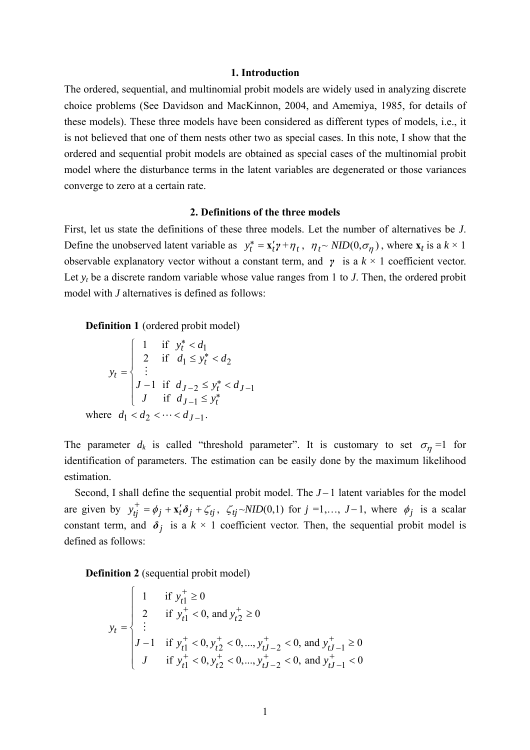## 1. Introduction

The ordered, sequential, and multinomial probit models are widely used in analyzing discrete choice problems (See Davidson and MacKinnon, 2004, and Amemiya, 1985, for details of these models). These three models have been considered as different types of models, i.e., it is not believed that one of them nests other two as special cases. In this note, I show that the ordered and sequential probit models are obtained as special cases of the multinomial probit model where the disturbance terms in the latent variables are degenerated or those variances converge to zero at a certain rate.

## 2. Definitions of the three models

First, let us state the definitions of these three models. Let the number of alternatives be $J$. Define the unobserved latent variable as $y_t^* = \mathbf{x}_t'\boldsymbol{\gamma} + \eta_t$, $\eta_t \sim NID(0, \sigma_\eta)$, where $\mathbf{x}_t$ is a $k \times 1$ observable explanatory vector without a constant term, and $\boldsymbol{\gamma}$ is a $k \times 1$ coefficient vector. Let $y_t$ be a discrete random variable whose value ranges from 1 to $J$. Then, the ordered probit model with $J$ alternatives is defined as follows:

**Definition 1** (ordered probit model)

$$
y_t = \begin{cases} 1 & \text{if } \; y_t^* < d_1 \\ 2 & \text{if } \; d_1 \le y_t^* < d_2 \\ \vdots & \\ J-1 & \text{if } \; d_{J-2} \le y_t^* < d_{J-1} \\ J & \text{if } \; d_{J-1} \le y_t^* \end{cases}
$$

where $d_1 < d_2 < \cdots < d_{J-1}$.

The parameter $d_k$ is called "threshold parameter". It is customary to set $\sigma_\eta = 1$ for identification of parameters. The estimation can be easily done by the maximum likelihood estimation.

Second, I shall define the sequential probit model. The $J-1$ latent variables for the model are given by $y_{tj}^+ = \phi_j + \mathbf{x}_t'\boldsymbol{\delta}_j + \zeta_{tj}$, $\zeta_{tj} \sim NID(0,1)$ for $j = 1, \ldots, J-1$, where $\phi_j$ is a scalar constant term, and $\boldsymbol{\delta}_j$ is a $k \times 1$ coefficient vector. Then, the sequential probit model is defined as follows:

**Definition 2** (sequential probit model)

$$
y_t = \begin{cases} 1 & \text{if } y_{t1}^+ \ge 0 \\ 2 & \text{if } \; y_{t1}^+ < 0, \text{ and } y_{t2}^+ \ge 0 \\ \vdots & \\ J-1 & \text{if } \; y_{t1}^+ < 0, y_{t2}^+ < 0, ..., y_{tJ-2}^+ < 0, \text{ and } y_{tJ-1}^+ \ge 0 \\ J & \text{if } \; y_{t1}^+ < 0, y_{t2}^+ < 0, ..., y_{tJ-2}^+ < 0, \text{ and } y_{tJ-1}^+ < 0 \end{cases}
$$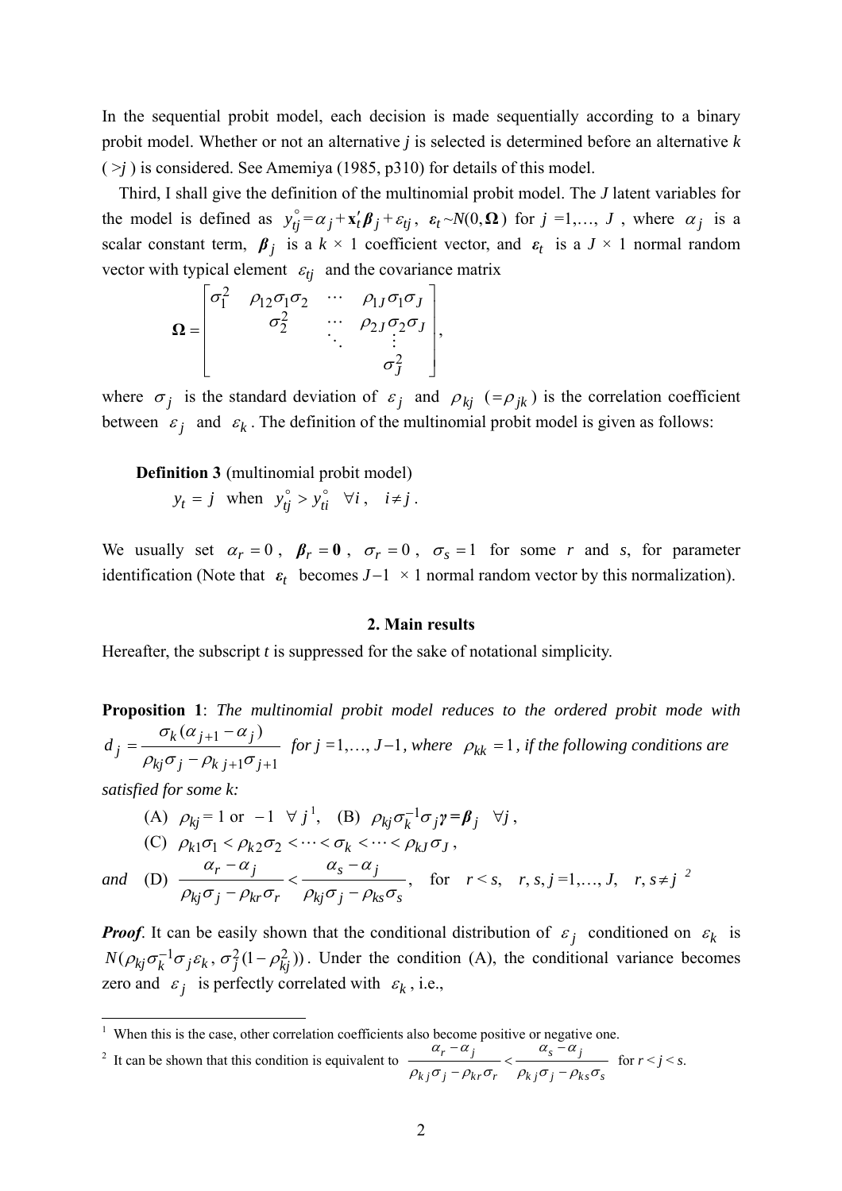In the sequential probit model, each decision is made sequentially according to a binary probit model. Whether or not an alternative *j* is selected is determined before an alternative *k* ( $>j$ ) is considered. See Amemiya (1985, p310) for details of this model.

Third, I shall give the definition of the multinomial probit model. The *J* latent variables for the model is defined as $y^{\circ}_{tj} = \alpha_j + \mathbf{x}'_t \boldsymbol{\beta}_j + \varepsilon_{tj}$, $\boldsymbol{\varepsilon}_t \sim N(0, \boldsymbol{\Omega})$ for $j = 1, \ldots, J$, where $\alpha_j$ is a scalar constant term, $\boldsymbol{\beta}_j$ is a $k \times 1$ coefficient vector, and $\boldsymbol{\varepsilon}_t$ is a $J \times 1$ normal random vector with typical element $\varepsilon_{tj}$ and the covariance matrix

$$\boldsymbol{\Omega} = \begin{bmatrix} \sigma_1^2 & \rho_{12}\sigma_1\sigma_2 & \cdots & \rho_{1J}\sigma_1\sigma_J \\ & \sigma_2^2 & \cdots & \rho_{2J}\sigma_2\sigma_J \\ & & \ddots & \vdots \\ & & & \sigma_J^2 \end{bmatrix},$$

where $\sigma_j$ is the standard deviation of $\varepsilon_j$ and $\rho_{kj}$ $(=\rho_{jk})$ is the correlation coefficient between $\varepsilon_j$ and $\varepsilon_k$. The definition of the multinomial probit model is given as follows:

**Definition 3** (multinomial probit model)

$$y_t = j \quad \text{when} \quad y^{\circ}_{tj} > y^{\circ}_{ti} \quad \forall i, \quad i \neq j.$$

We usually set $\alpha_r = 0$, $\boldsymbol{\beta}_r = \mathbf{0}$, $\sigma_r = 0$, $\sigma_s = 1$ for some *r* and *s*, for parameter identification (Note that $\boldsymbol{\varepsilon}_t$ becomes $J-1 \times 1$ normal random vector by this normalization).

## 2. Main results

Hereafter, the subscript *t* is suppressed for the sake of notational simplicity.

**Proposition 1**: *The multinomial probit model reduces to the ordered probit mode with* $d_j = \dfrac{\sigma_k(\alpha_{j+1} - \alpha_j)}{\rho_{kj}\sigma_j - \rho_{k\,j+1}\sigma_{j+1}}$ *for* $j = 1, \ldots, J-1$, *where* $\rho_{kk} = 1$, *if the following conditions are satisfied for some k:*

(A) $\rho_{kj} = 1$ or $-1$ $\forall j$ [1], (B) $\rho_{kj}\sigma_k^{-1}\sigma_j \boldsymbol{\gamma} = \boldsymbol{\beta}_j$ $\forall j$,

(C) $\rho_{k1}\sigma_1 < \rho_{k2}\sigma_2 < \cdots < \sigma_k < \cdots < \rho_{kJ}\sigma_J$,

*and* (D) $\dfrac{\alpha_r - \alpha_j}{\rho_{kj}\sigma_j - \rho_{kr}\sigma_r} < \dfrac{\alpha_s - \alpha_j}{\rho_{kj}\sigma_j - \rho_{ks}\sigma_s}$, for $r < s$, $r, s, j = 1, \ldots, J$, $r, s \neq j$ [2]

***Proof***. It can be easily shown that the conditional distribution of $\varepsilon_j$ conditioned on $\varepsilon_k$ is $N(\rho_{kj}\sigma_k^{-1}\sigma_j\varepsilon_k, \sigma_j^2(1-\rho_{kj}^2))$. Under the condition (A), the conditional variance becomes zero and $\varepsilon_j$ is perfectly correlated with $\varepsilon_k$, i.e.,

---

[1] When this is the case, other correlation coefficients also become positive or negative one.

[2] It can be shown that this condition is equivalent to $\dfrac{\alpha_r - \alpha_j}{\rho_{kj}\sigma_j - \rho_{kr}\sigma_r} < \dfrac{\alpha_s - \alpha_j}{\rho_{kj}\sigma_j - \rho_{ks}\sigma_s}$ for $r < j < s$.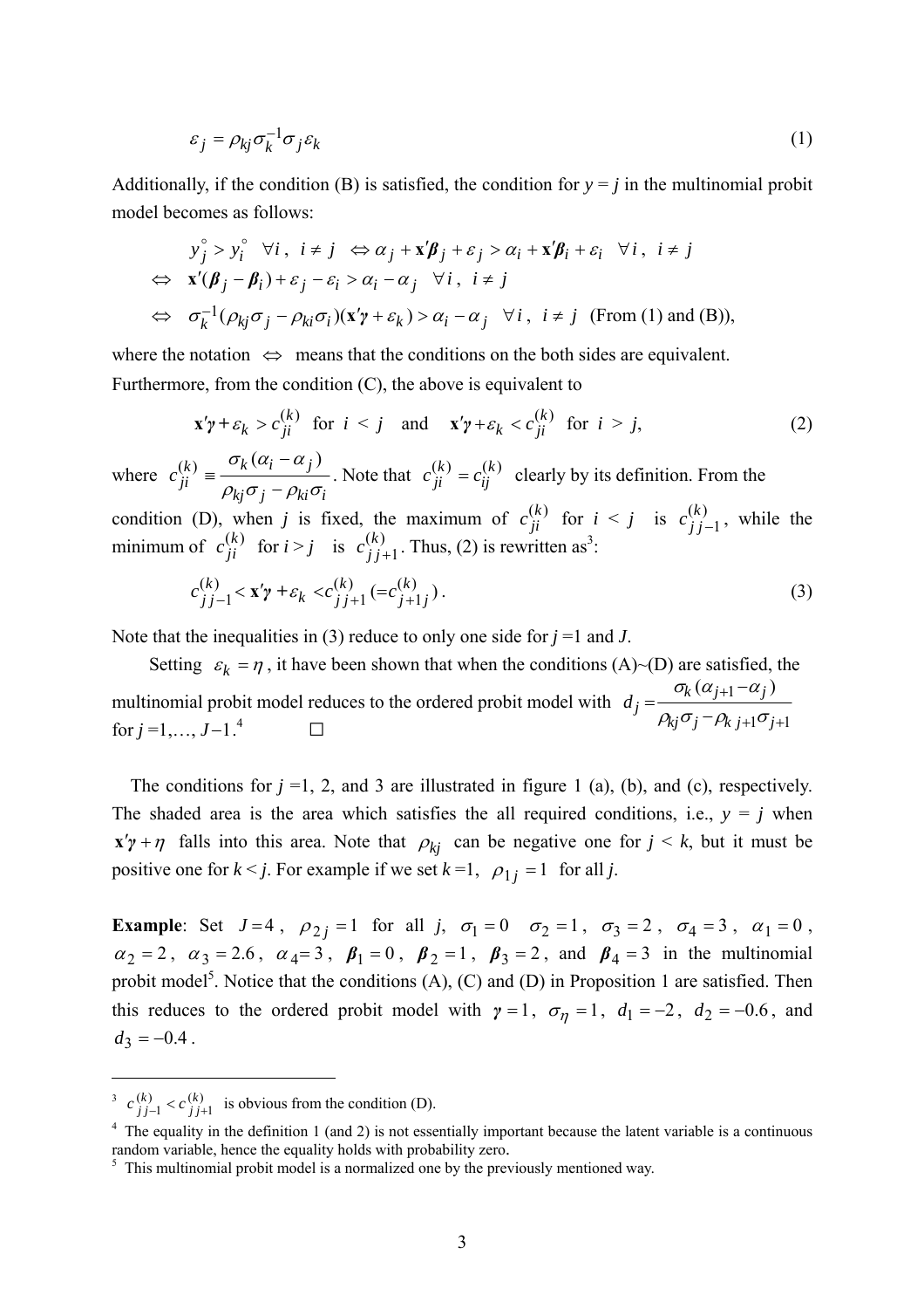$$\varepsilon_j = \rho_{kj}\sigma_k^{-1}\sigma_j\varepsilon_k \tag{1}$$

Additionally, if the condition (B) is satisfied, the condition for $y = j$ in the multinomial probit model becomes as follows:

$$\begin{aligned}
& y_j^{\circ} > y_i^{\circ} \quad \forall i,\ i \neq j \quad \Leftrightarrow \alpha_j + \mathbf{x}'\boldsymbol{\beta}_j + \varepsilon_j > \alpha_i + \mathbf{x}'\boldsymbol{\beta}_i + \varepsilon_i \quad \forall i,\ i \neq j \\
\Leftrightarrow \quad & \mathbf{x}'(\boldsymbol{\beta}_j - \boldsymbol{\beta}_i) + \varepsilon_j - \varepsilon_i > \alpha_i - \alpha_j \quad \forall i,\ i \neq j \\
\Leftrightarrow \quad & \sigma_k^{-1}(\rho_{kj}\sigma_j - \rho_{ki}\sigma_i)(\mathbf{x}'\boldsymbol{\gamma} + \varepsilon_k) > \alpha_i - \alpha_j \quad \forall i,\ i \neq j \quad \text{(From (1) and (B))},
\end{aligned}$$

where the notation $\Leftrightarrow$ means that the conditions on the both sides are equivalent. Furthermore, from the condition (C), the above is equivalent to

$$\mathbf{x}'\boldsymbol{\gamma} + \varepsilon_k > c_{ji}^{(k)} \quad \text{for } i < j \quad \text{and} \quad \mathbf{x}'\boldsymbol{\gamma} + \varepsilon_k < c_{ji}^{(k)} \quad \text{for } i > j, \tag{2}$$

where $c_{ji}^{(k)} \equiv \dfrac{\sigma_k(\alpha_i - \alpha_j)}{\rho_{kj}\sigma_j - \rho_{ki}\sigma_i}$. Note that $c_{ji}^{(k)} = c_{ij}^{(k)}$ clearly by its definition. From the condition (D), when $j$ is fixed, the maximum of $c_{ji}^{(k)}$ for $i < j$ is $c_{j\,j-1}^{(k)}$, while the minimum of $c_{ji}^{(k)}$ for $i > j$ is $c_{j\,j+1}^{(k)}$. Thus, (2) is rewritten as[3]:

$$c_{j\,j-1}^{(k)} < \mathbf{x}'\boldsymbol{\gamma} + \varepsilon_k < c_{j\,j+1}^{(k)} \,(= c_{j+1\,j}^{(k)}). \tag{3}$$

Note that the inequalities in (3) reduce to only one side for $j = 1$ and $J$.

Setting $\varepsilon_k = \eta$, it have been shown that when the conditions (A)~(D) are satisfied, the multinomial probit model reduces to the ordered probit model with $d_j = \dfrac{\sigma_k(\alpha_{j+1} - \alpha_j)}{\rho_{kj}\sigma_j - \rho_{k\,j+1}\sigma_{j+1}}$ for $j = 1, \ldots, J-1$.[4] □

The conditions for $j = 1$, 2, and 3 are illustrated in figure 1 (a), (b), and (c), respectively. The shaded area is the area which satisfies the all required conditions, i.e., $y = j$ when $\mathbf{x}'\boldsymbol{\gamma} + \eta$ falls into this area. Note that $\rho_{kj}$ can be negative one for $j < k$, but it must be positive one for $k < j$. For example if we set $k = 1$, $\rho_{1j} = 1$ for all $j$.

**Example**: Set $J = 4$, $\rho_{2j} = 1$ for all $j$, $\sigma_1 = 0$ $\sigma_2 = 1$, $\sigma_3 = 2$, $\sigma_4 = 3$, $\alpha_1 = 0$, $\alpha_2 = 2$, $\alpha_3 = 2.6$, $\alpha_4 = 3$, $\boldsymbol{\beta}_1 = 0$, $\boldsymbol{\beta}_2 = 1$, $\boldsymbol{\beta}_3 = 2$, and $\boldsymbol{\beta}_4 = 3$ in the multinomial probit model[5]. Notice that the conditions (A), (C) and (D) in Proposition 1 are satisfied. Then this reduces to the ordered probit model with $\boldsymbol{\gamma} = 1$, $\sigma_\eta = 1$, $d_1 = -2$, $d_2 = -0.6$, and $d_3 = -0.4$.

---

[3] $c_{j\,j-1}^{(k)} < c_{j\,j+1}^{(k)}$ is obvious from the condition (D).

[4] The equality in the definition 1 (and 2) is not essentially important because the latent variable is a continuous random variable, hence the equality holds with probability zero.

[5] This multinomial probit model is a normalized one by the previously mentioned way.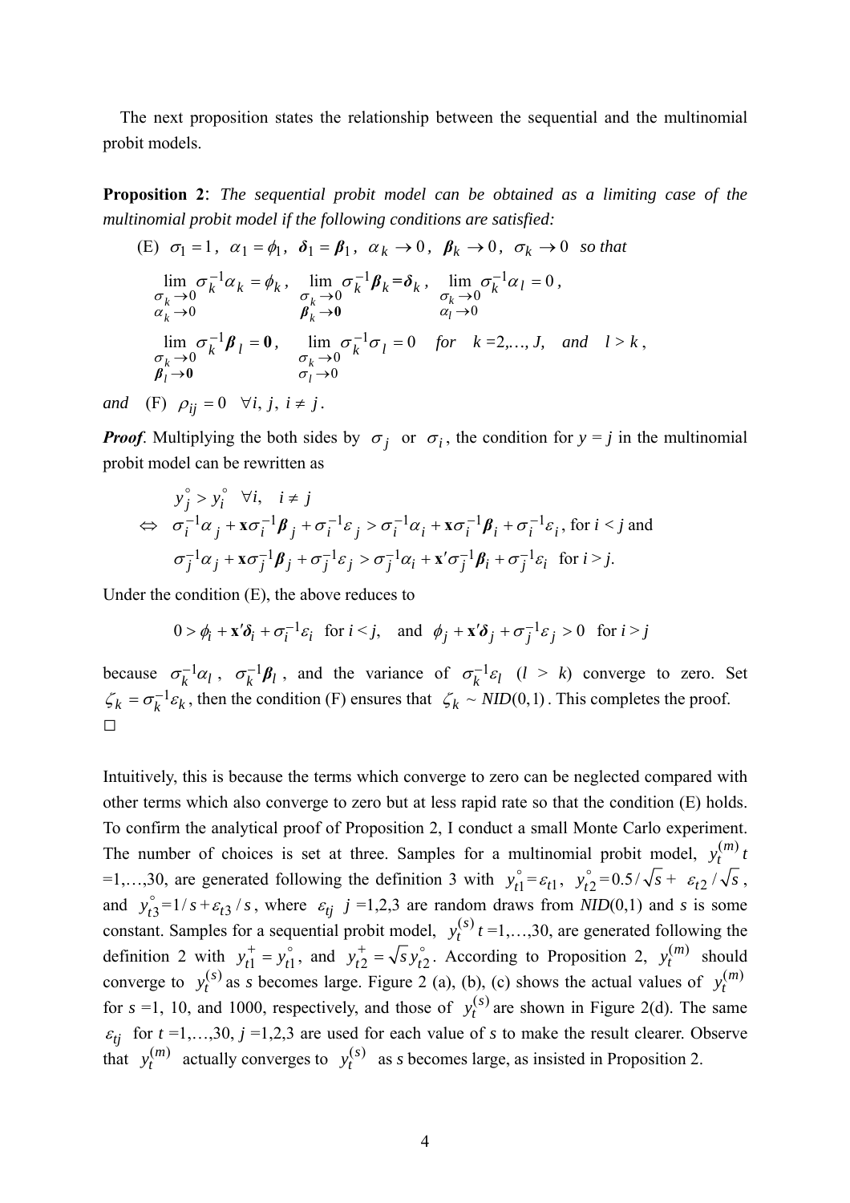The next proposition states the relationship between the sequential and the multinomial probit models.

**Proposition 2**: *The sequential probit model can be obtained as a limiting case of the multinomial probit model if the following conditions are satisfied:*

(E) $\sigma_1 = 1$, $\alpha_1 = \phi_1$, $\boldsymbol{\delta}_1 = \boldsymbol{\beta}_1$, $\alpha_k \to 0$, $\boldsymbol{\beta}_k \to 0$, $\sigma_k \to 0$ *so that*

$$\lim_{\substack{\sigma_k \to 0 \\ \alpha_k \to 0}} \sigma_k^{-1}\alpha_k = \phi_k, \quad \lim_{\substack{\sigma_k \to 0 \\ \boldsymbol{\beta}_k \to \mathbf{0}}} \sigma_k^{-1}\boldsymbol{\beta}_k = \boldsymbol{\delta}_k, \quad \lim_{\substack{\sigma_k \to 0 \\ \alpha_l \to 0}} \sigma_k^{-1}\alpha_l = 0,$$

$$\lim_{\substack{\sigma_k \to 0 \\ \boldsymbol{\beta}_l \to \mathbf{0}}} \sigma_k^{-1}\boldsymbol{\beta}_l = \mathbf{0}, \quad \lim_{\substack{\sigma_k \to 0 \\ \sigma_l \to 0}} \sigma_k^{-1}\sigma_l = 0 \quad \textit{for} \quad k = 2,\ldots, J, \quad \textit{and} \quad l > k,$$

*and* (F) $\rho_{ij} = 0 \quad \forall i, j, \ i \neq j$.

***Proof***. Multiplying the both sides by $\sigma_j$ or $\sigma_i$, the condition for $y = j$ in the multinomial probit model can be rewritten as

$$
\begin{aligned}
& y_j^{\circ} > y_i^{\circ} \quad \forall i, \quad i \neq j \\
\Leftrightarrow \quad & \sigma_i^{-1}\alpha_j + \mathbf{x}\sigma_i^{-1}\boldsymbol{\beta}_j + \sigma_i^{-1}\varepsilon_j > \sigma_i^{-1}\alpha_i + \mathbf{x}\sigma_i^{-1}\boldsymbol{\beta}_i + \sigma_i^{-1}\varepsilon_i, \text{ for } i < j \text{ and} \\
& \sigma_j^{-1}\alpha_j + \mathbf{x}\sigma_j^{-1}\boldsymbol{\beta}_j + \sigma_j^{-1}\varepsilon_j > \sigma_j^{-1}\alpha_i + \mathbf{x}'\sigma_j^{-1}\boldsymbol{\beta}_i + \sigma_j^{-1}\varepsilon_i \quad \text{for } i > j.
\end{aligned}
$$

Under the condition (E), the above reduces to

$$0 > \phi_i + \mathbf{x}'\boldsymbol{\delta}_i + \sigma_i^{-1}\varepsilon_i \quad \text{for } i < j, \quad \text{and} \quad \phi_j + \mathbf{x}'\boldsymbol{\delta}_j + \sigma_j^{-1}\varepsilon_j > 0 \quad \text{for } i > j$$

because $\sigma_k^{-1}\alpha_l$, $\sigma_k^{-1}\boldsymbol{\beta}_l$, and the variance of $\sigma_k^{-1}\varepsilon_l$ ($l > k$) converge to zero. Set $\zeta_k = \sigma_k^{-1}\varepsilon_k$, then the condition (F) ensures that $\zeta_k \sim NID(0,1)$. This completes the proof. □

Intuitively, this is because the terms which converge to zero can be neglected compared with other terms which also converge to zero but at less rapid rate so that the condition (E) holds. To confirm the analytical proof of Proposition 2, I conduct a small Monte Carlo experiment. The number of choices is set at three. Samples for a multinomial probit model, $y_t^{(m)}$ $t$ =1,…,30, are generated following the definition 3 with $y_{t1}^{\circ} = \varepsilon_{t1}$, $y_{t2}^{\circ} = 0.5/\sqrt{s} + \varepsilon_{t2}/\sqrt{s}$, and $y_{t3}^{\circ} = 1/s + \varepsilon_{t3}/s$, where $\varepsilon_{tj}$ $j$ =1,2,3 are random draws from $NID(0,1)$ and $s$ is some constant. Samples for a sequential probit model, $y_t^{(s)}$ $t$ =1,…,30, are generated following the definition 2 with $y_{t1}^{+} = y_{t1}^{\circ}$, and $y_{t2}^{+} = \sqrt{s}\, y_{t2}^{\circ}$. According to Proposition 2, $y_t^{(m)}$ should converge to $y_t^{(s)}$ as $s$ becomes large. Figure 2 (a), (b), (c) shows the actual values of $y_t^{(m)}$ for $s$ =1, 10, and 1000, respectively, and those of $y_t^{(s)}$ are shown in Figure 2(d). The same $\varepsilon_{tj}$ for $t$ =1,…,30, $j$ =1,2,3 are used for each value of $s$ to make the result clearer. Observe that $y_t^{(m)}$ actually converges to $y_t^{(s)}$ as $s$ becomes large, as insisted in Proposition 2.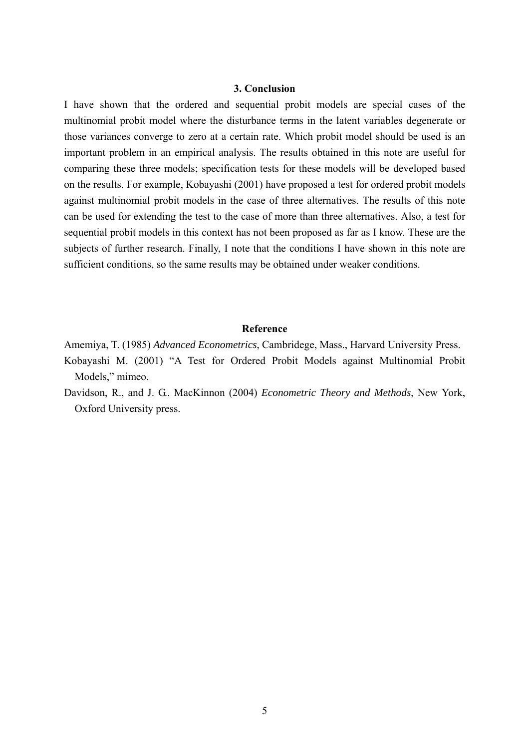### 3. Conclusion

I have shown that the ordered and sequential probit models are special cases of the multinomial probit model where the disturbance terms in the latent variables degenerate or those variances converge to zero at a certain rate. Which probit model should be used is an important problem in an empirical analysis. The results obtained in this note are useful for comparing these three models; specification tests for these models will be developed based on the results. For example, Kobayashi (2001) have proposed a test for ordered probit models against multinomial probit models in the case of three alternatives. The results of this note can be used for extending the test to the case of more than three alternatives. Also, a test for sequential probit models in this context has not been proposed as far as I know. These are the subjects of further research. Finally, I note that the conditions I have shown in this note are sufficient conditions, so the same results may be obtained under weaker conditions.

### Reference

Amemiya, T. (1985) *Advanced Econometrics*, Cambridege, Mass., Harvard University Press.

Kobayashi M. (2001) "A Test for Ordered Probit Models against Multinomial Probit Models," mimeo.

Davidson, R., and J. G.. MacKinnon (2004) *Econometric Theory and Methods*, New York, Oxford University press.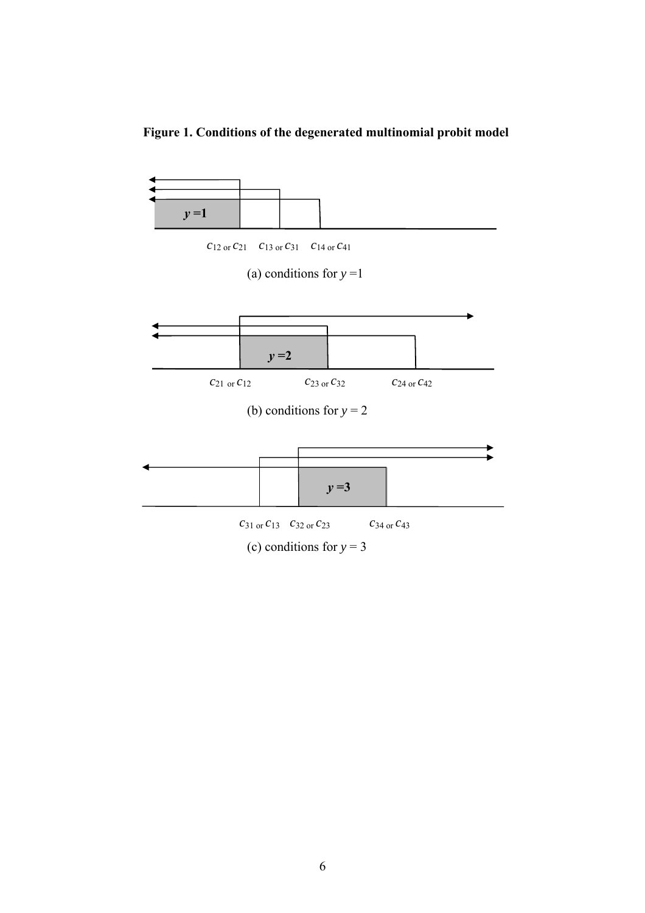**Figure 1. Conditions of the degenerated multinomial probit model**

$y$ =1

$c_{12}$ or $c_{21}$ $c_{13}$ or $c_{31}$ $c_{14}$ or $c_{41}$

(a) conditions for $y$ =1

$y$ =2

$c_{21}$ or $c_{12}$ $c_{23}$ or $c_{32}$ $c_{24}$ or $c_{42}$

(b) conditions for $y$ = 2

$y$ =3

$c_{31}$ or $c_{13}$ $c_{32}$ or $c_{23}$ $c_{34}$ or $c_{43}$

(c) conditions for $y$ = 3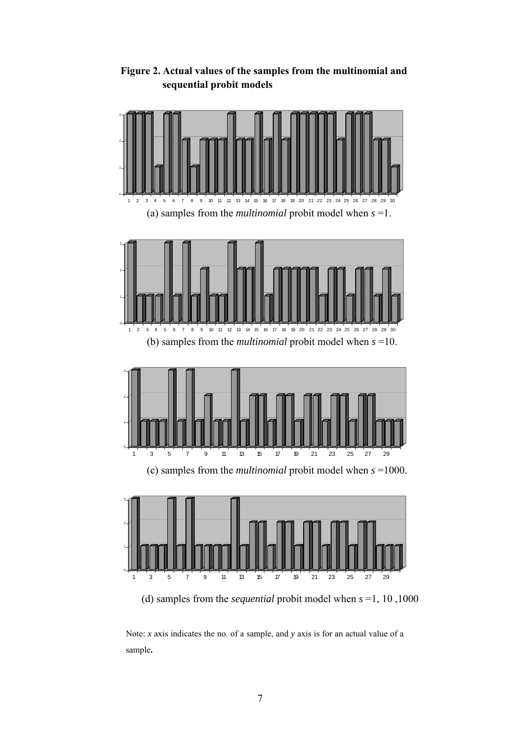**Figure 2. Actual values of the samples from the multinomial and sequential probit models**

3
2
1
0
1 2 3 4 5 6 7 8 9 10 11 12 13 14 15 16 17 18 19 20 21 22 23 24 25 26 27 28 29 30

(a) samples from the *multinomial* probit model when $s = 1$.

3
2
1
0
1 2 3 4 5 6 7 8 9 10 11 12 13 14 15 16 17 18 19 20 21 22 23 24 25 26 27 28 29 30

(b) samples from the *multinomial* probit model when $s = 10$.

3
2
1
0
1 3 5 7 9 11 13 15 17 19 21 23 25 27 29

(c) samples from the *multinomial* probit model when $s = 1000$.

3
2
1
0
1 3 5 7 9 11 13 15 17 19 21 23 25 27 29

(d) samples from the *sequential* probit model when $s = 1, 10, 1000$

Note: $x$ axis indicates the no. of a sample, and $y$ axis is for an actual value of a sample.